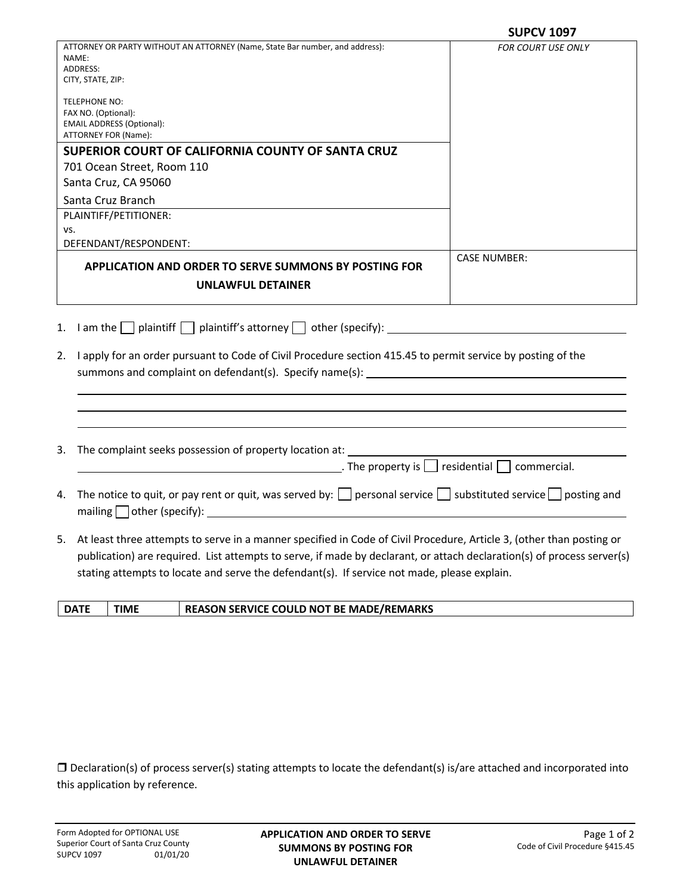**SUPCV 1097**

| ATTORNEY OR PARTY WITHOUT AN ATTORNEY (Name, State Bar number, and address):<br>NAME:<br>ADDRESS:<br>CITY, STATE, ZIP:<br><br>TELEPHONE NO:<br>FAX NO. (Optional):<br>EMAIL ADDRESS (Optional):<br>ATTORNEY FOR (Name): | *FOR COURT USE ONLY* |
|---|---|
| **SUPERIOR COURT OF CALIFORNIA COUNTY OF SANTA CRUZ**<br>701 Ocean Street, Room 110<br>Santa Cruz, CA 95060<br>Santa Cruz Branch | |
| PLAINTIFF/PETITIONER:<br>vs.<br>DEFENDANT/RESPONDENT: | |
| **APPLICATION AND ORDER TO SERVE SUMMONS BY POSTING FOR UNLAWFUL DETAINER** | CASE NUMBER: |

1. I am the ☐ plaintiff ☐ plaintiff's attorney ☐ other (specify): ______________________

2. I apply for an order pursuant to Code of Civil Procedure section 415.45 to permit service by posting of the summons and complaint on defendant(s). Specify name(s): ______________________

3. The complaint seeks possession of property location at: ______________________. The property is ☐ residential ☐ commercial.

4. The notice to quit, or pay rent or quit, was served by: ☐ personal service ☐ substituted service ☐ posting and mailing ☐ other (specify): ______________________

5. At least three attempts to serve in a manner specified in Code of Civil Procedure, Article 3, (other than posting or publication) are required. List attempts to serve, if made by declarant, or attach declaration(s) of process server(s) stating attempts to locate and serve the defendant(s). If service not made, please explain.

| DATE | TIME | REASON SERVICE COULD NOT BE MADE/REMARKS |
|---|---|---|
| | | |

☐ Declaration(s) of process server(s) stating attempts to locate the defendant(s) is/are attached and incorporated into this application by reference.

Form Adopted for OPTIONAL USE
Superior Court of Santa Cruz County
SUPCV 1097 01/01/20

Code of Civil Procedure §415.45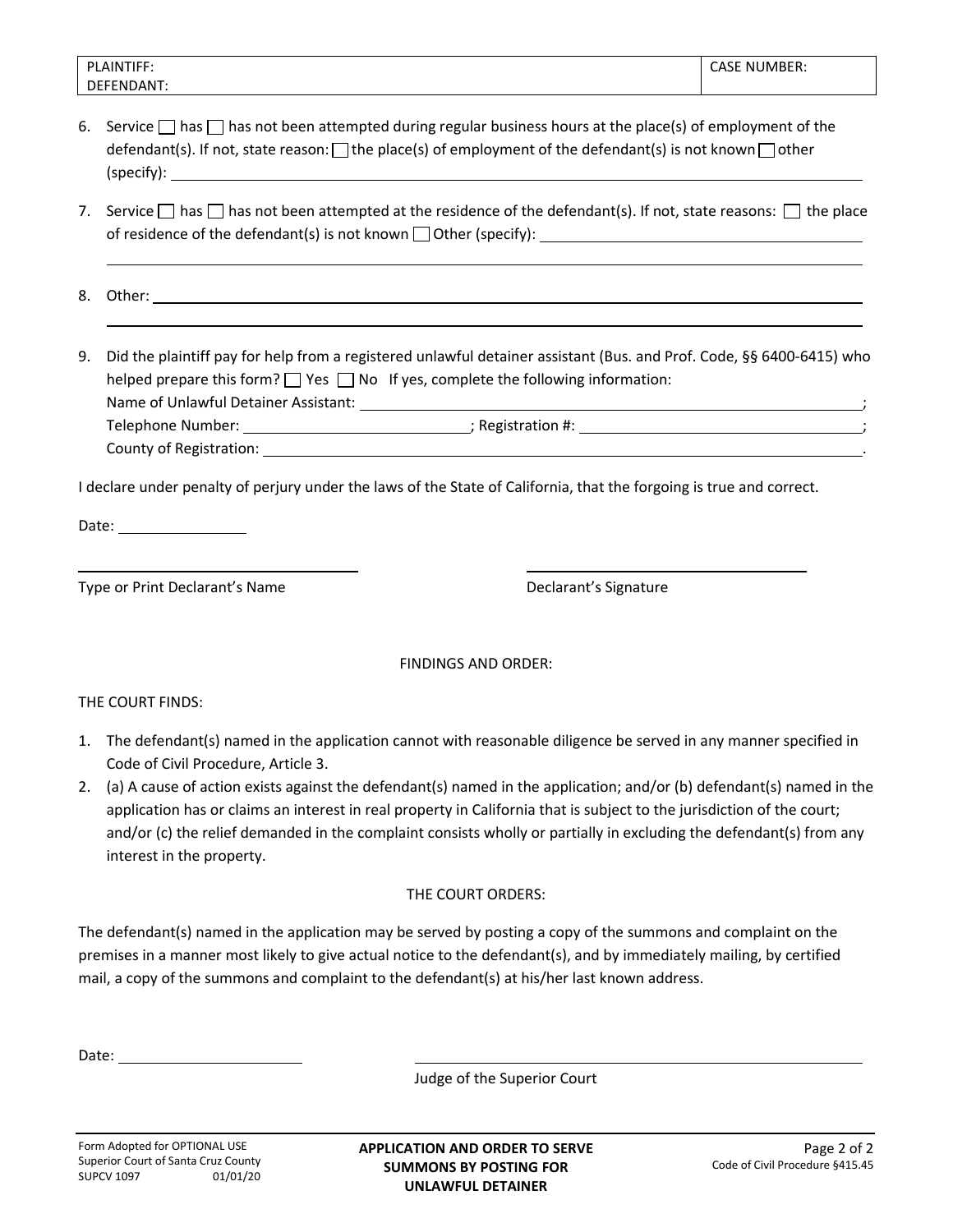| PLAINTIFF:<br>DEFENDANT: | CASE NUMBER: |
|---|---|

6. Service ☐ has ☐ has not been attempted during regular business hours at the place(s) of employment of the defendant(s). If not, state reason: ☐ the place(s) of employment of the defendant(s) is not known ☐ other (specify): ____________________

7. Service ☐ has ☐ has not been attempted at the residence of the defendant(s). If not, state reasons: ☐ the place of residence of the defendant(s) is not known ☐ Other (specify): ____________________
____________________

8. Other: ____________________
____________________

9. Did the plaintiff pay for help from a registered unlawful detainer assistant (Bus. and Prof. Code, §§ 6400-6415) who helped prepare this form? ☐ Yes ☐ No If yes, complete the following information:
Name of Unlawful Detainer Assistant: ____________________;
Telephone Number: ____________________; Registration #: ____________________;
County of Registration: ____________________.

I declare under penalty of perjury under the laws of the State of California, that the forgoing is true and correct.

Date: ______________

____________________ ____________________
Type or Print Declarant's Name Declarant's Signature

## FINDINGS AND ORDER:

THE COURT FINDS:

1. The defendant(s) named in the application cannot with reasonable diligence be served in any manner specified in Code of Civil Procedure, Article 3.
2. (a) A cause of action exists against the defendant(s) named in the application; and/or (b) defendant(s) named in the application has or claims an interest in real property in California that is subject to the jurisdiction of the court; and/or (c) the relief demanded in the complaint consists wholly or partially in excluding the defendant(s) from any interest in the property.

THE COURT ORDERS:

The defendant(s) named in the application may be served by posting a copy of the summons and complaint on the premises in a manner most likely to give actual notice to the defendant(s), and by immediately mailing, by certified mail, a copy of the summons and complaint to the defendant(s) at his/her last known address.

Date: ____________________ ____________________
Judge of the Superior Court

Form Adopted for OPTIONAL USE
Superior Court of Santa Cruz County
SUPCV 1097 01/01/20

**APPLICATION AND ORDER TO SERVE SUMMONS BY POSTING FOR UNLAWFUL DETAINER**

Code of Civil Procedure §415.45